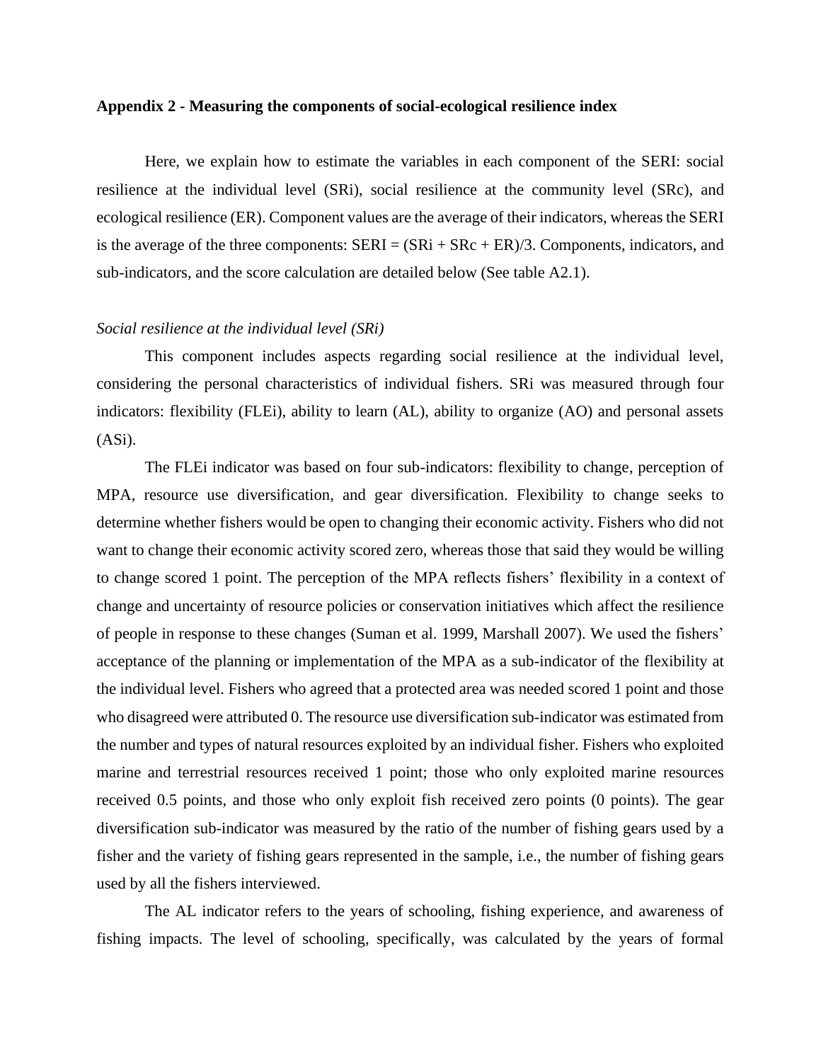**Appendix 2 - Measuring the components of social-ecological resilience index**

Here, we explain how to estimate the variables in each component of the SERI: social resilience at the individual level (SRi), social resilience at the community level (SRc), and ecological resilience (ER). Component values are the average of their indicators, whereas the SERI is the average of the three components: SERI = (SRi + SRc + ER)/3. Components, indicators, and sub-indicators, and the score calculation are detailed below (See table A2.1).

*Social resilience at the individual level (SRi)*

This component includes aspects regarding social resilience at the individual level, considering the personal characteristics of individual fishers. SRi was measured through four indicators: flexibility (FLEi), ability to learn (AL), ability to organize (AO) and personal assets (ASi).

The FLEi indicator was based on four sub-indicators: flexibility to change, perception of MPA, resource use diversification, and gear diversification. Flexibility to change seeks to determine whether fishers would be open to changing their economic activity. Fishers who did not want to change their economic activity scored zero, whereas those that said they would be willing to change scored 1 point. The perception of the MPA reflects fishers' flexibility in a context of change and uncertainty of resource policies or conservation initiatives which affect the resilience of people in response to these changes (Suman et al. 1999, Marshall 2007). We used the fishers' acceptance of the planning or implementation of the MPA as a sub-indicator of the flexibility at the individual level. Fishers who agreed that a protected area was needed scored 1 point and those who disagreed were attributed 0. The resource use diversification sub-indicator was estimated from the number and types of natural resources exploited by an individual fisher. Fishers who exploited marine and terrestrial resources received 1 point; those who only exploited marine resources received 0.5 points, and those who only exploit fish received zero points (0 points). The gear diversification sub-indicator was measured by the ratio of the number of fishing gears used by a fisher and the variety of fishing gears represented in the sample, i.e., the number of fishing gears used by all the fishers interviewed.

The AL indicator refers to the years of schooling, fishing experience, and awareness of fishing impacts. The level of schooling, specifically, was calculated by the years of formal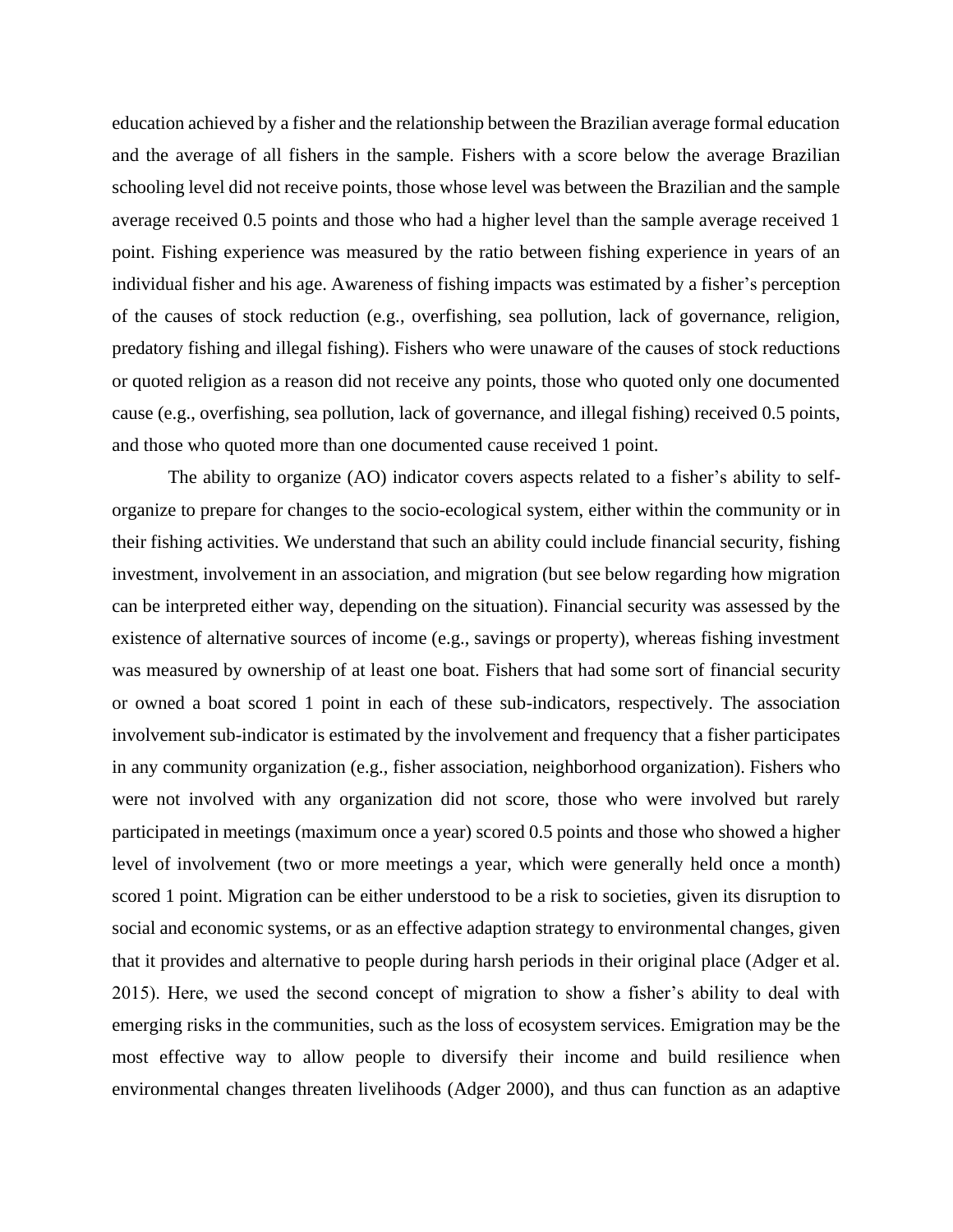education achieved by a fisher and the relationship between the Brazilian average formal education and the average of all fishers in the sample. Fishers with a score below the average Brazilian schooling level did not receive points, those whose level was between the Brazilian and the sample average received 0.5 points and those who had a higher level than the sample average received 1 point. Fishing experience was measured by the ratio between fishing experience in years of an individual fisher and his age. Awareness of fishing impacts was estimated by a fisher's perception of the causes of stock reduction (e.g., overfishing, sea pollution, lack of governance, religion, predatory fishing and illegal fishing). Fishers who were unaware of the causes of stock reductions or quoted religion as a reason did not receive any points, those who quoted only one documented cause (e.g., overfishing, sea pollution, lack of governance, and illegal fishing) received 0.5 points, and those who quoted more than one documented cause received 1 point.

The ability to organize (AO) indicator covers aspects related to a fisher's ability to self-organize to prepare for changes to the socio-ecological system, either within the community or in their fishing activities. We understand that such an ability could include financial security, fishing investment, involvement in an association, and migration (but see below regarding how migration can be interpreted either way, depending on the situation). Financial security was assessed by the existence of alternative sources of income (e.g., savings or property), whereas fishing investment was measured by ownership of at least one boat. Fishers that had some sort of financial security or owned a boat scored 1 point in each of these sub-indicators, respectively. The association involvement sub-indicator is estimated by the involvement and frequency that a fisher participates in any community organization (e.g., fisher association, neighborhood organization). Fishers who were not involved with any organization did not score, those who were involved but rarely participated in meetings (maximum once a year) scored 0.5 points and those who showed a higher level of involvement (two or more meetings a year, which were generally held once a month) scored 1 point. Migration can be either understood to be a risk to societies, given its disruption to social and economic systems, or as an effective adaption strategy to environmental changes, given that it provides and alternative to people during harsh periods in their original place (Adger et al. 2015). Here, we used the second concept of migration to show a fisher's ability to deal with emerging risks in the communities, such as the loss of ecosystem services. Emigration may be the most effective way to allow people to diversify their income and build resilience when environmental changes threaten livelihoods (Adger 2000), and thus can function as an adaptive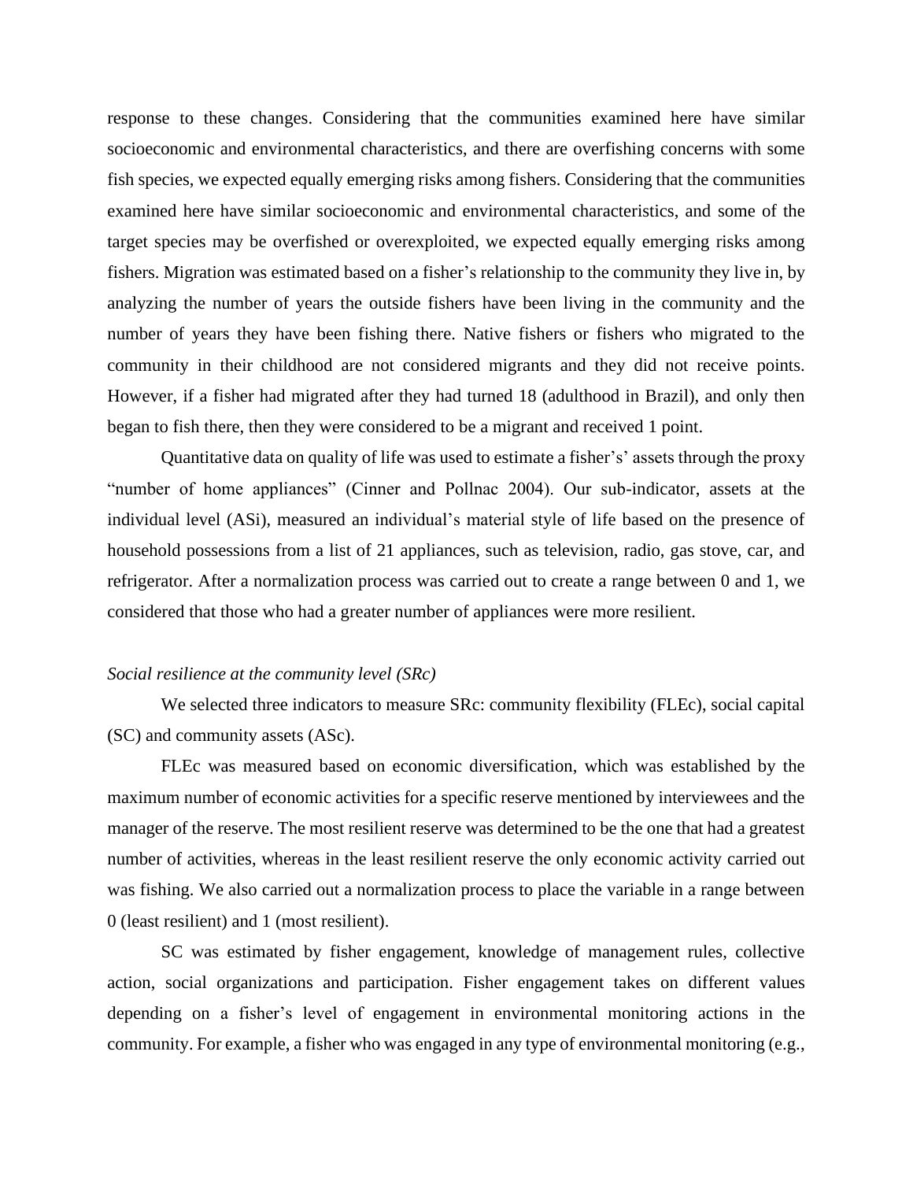response to these changes. Considering that the communities examined here have similar socioeconomic and environmental characteristics, and there are overfishing concerns with some fish species, we expected equally emerging risks among fishers. Considering that the communities examined here have similar socioeconomic and environmental characteristics, and some of the target species may be overfished or overexploited, we expected equally emerging risks among fishers. Migration was estimated based on a fisher's relationship to the community they live in, by analyzing the number of years the outside fishers have been living in the community and the number of years they have been fishing there. Native fishers or fishers who migrated to the community in their childhood are not considered migrants and they did not receive points. However, if a fisher had migrated after they had turned 18 (adulthood in Brazil), and only then began to fish there, then they were considered to be a migrant and received 1 point.

Quantitative data on quality of life was used to estimate a fisher's' assets through the proxy "number of home appliances" (Cinner and Pollnac 2004). Our sub-indicator, assets at the individual level (ASi), measured an individual's material style of life based on the presence of household possessions from a list of 21 appliances, such as television, radio, gas stove, car, and refrigerator. After a normalization process was carried out to create a range between 0 and 1, we considered that those who had a greater number of appliances were more resilient.

*Social resilience at the community level (SRc)*

We selected three indicators to measure SRc: community flexibility (FLEc), social capital (SC) and community assets (ASc).

FLEc was measured based on economic diversification, which was established by the maximum number of economic activities for a specific reserve mentioned by interviewees and the manager of the reserve. The most resilient reserve was determined to be the one that had a greatest number of activities, whereas in the least resilient reserve the only economic activity carried out was fishing. We also carried out a normalization process to place the variable in a range between 0 (least resilient) and 1 (most resilient).

SC was estimated by fisher engagement, knowledge of management rules, collective action, social organizations and participation. Fisher engagement takes on different values depending on a fisher's level of engagement in environmental monitoring actions in the community. For example, a fisher who was engaged in any type of environmental monitoring (e.g.,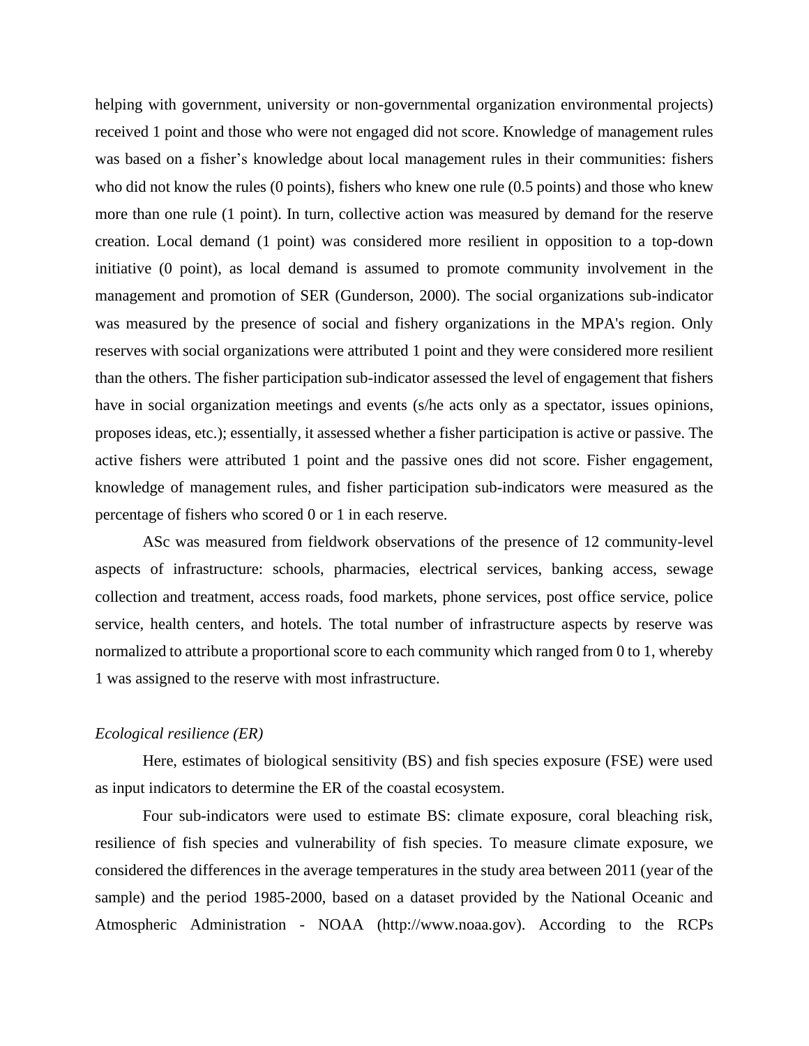helping with government, university or non-governmental organization environmental projects) received 1 point and those who were not engaged did not score. Knowledge of management rules was based on a fisher's knowledge about local management rules in their communities: fishers who did not know the rules (0 points), fishers who knew one rule (0.5 points) and those who knew more than one rule (1 point). In turn, collective action was measured by demand for the reserve creation. Local demand (1 point) was considered more resilient in opposition to a top-down initiative (0 point), as local demand is assumed to promote community involvement in the management and promotion of SER (Gunderson, 2000). The social organizations sub-indicator was measured by the presence of social and fishery organizations in the MPA's region. Only reserves with social organizations were attributed 1 point and they were considered more resilient than the others. The fisher participation sub-indicator assessed the level of engagement that fishers have in social organization meetings and events (s/he acts only as a spectator, issues opinions, proposes ideas, etc.); essentially, it assessed whether a fisher participation is active or passive. The active fishers were attributed 1 point and the passive ones did not score. Fisher engagement, knowledge of management rules, and fisher participation sub-indicators were measured as the percentage of fishers who scored 0 or 1 in each reserve.

ASc was measured from fieldwork observations of the presence of 12 community-level aspects of infrastructure: schools, pharmacies, electrical services, banking access, sewage collection and treatment, access roads, food markets, phone services, post office service, police service, health centers, and hotels. The total number of infrastructure aspects by reserve was normalized to attribute a proportional score to each community which ranged from 0 to 1, whereby 1 was assigned to the reserve with most infrastructure.

*Ecological resilience (ER)*

Here, estimates of biological sensitivity (BS) and fish species exposure (FSE) were used as input indicators to determine the ER of the coastal ecosystem.

Four sub-indicators were used to estimate BS: climate exposure, coral bleaching risk, resilience of fish species and vulnerability of fish species. To measure climate exposure, we considered the differences in the average temperatures in the study area between 2011 (year of the sample) and the period 1985-2000, based on a dataset provided by the National Oceanic and Atmospheric Administration - NOAA (http://www.noaa.gov). According to the RCPs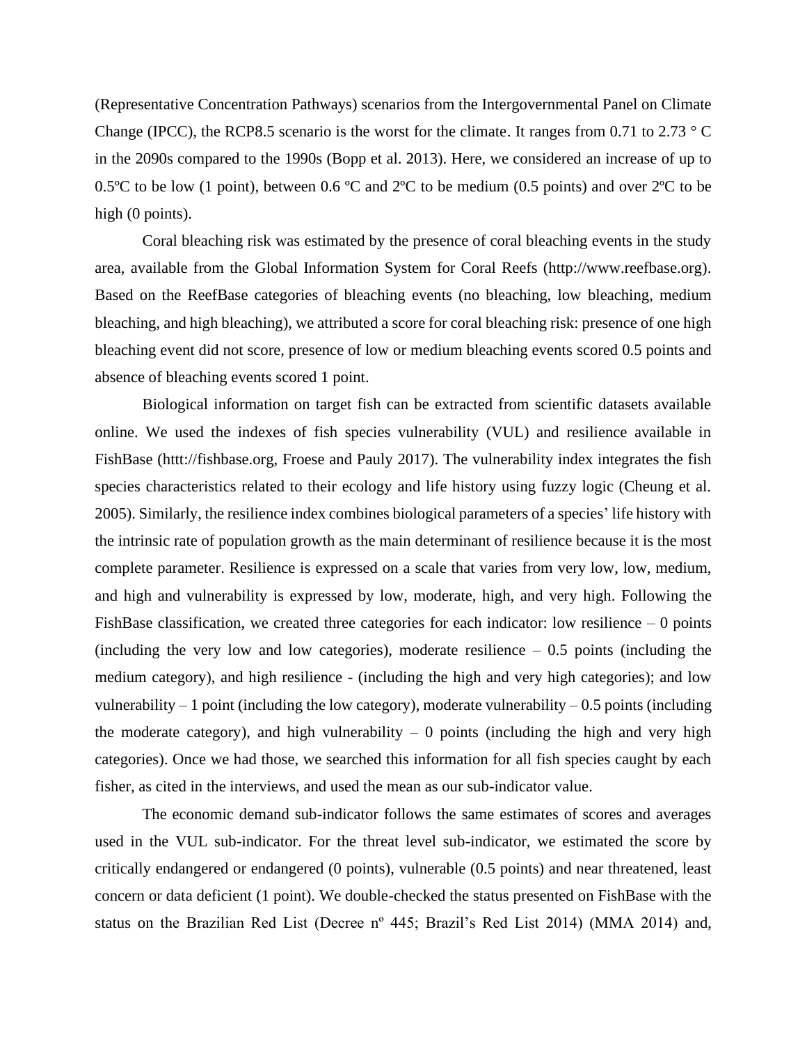(Representative Concentration Pathways) scenarios from the Intergovernmental Panel on Climate Change (IPCC), the RCP8.5 scenario is the worst for the climate. It ranges from 0.71 to 2.73 ° C in the 2090s compared to the 1990s (Bopp et al. 2013). Here, we considered an increase of up to 0.5ºC to be low (1 point), between 0.6 ºC and 2ºC to be medium (0.5 points) and over 2ºC to be high (0 points).

Coral bleaching risk was estimated by the presence of coral bleaching events in the study area, available from the Global Information System for Coral Reefs (http://www.reefbase.org). Based on the ReefBase categories of bleaching events (no bleaching, low bleaching, medium bleaching, and high bleaching), we attributed a score for coral bleaching risk: presence of one high bleaching event did not score, presence of low or medium bleaching events scored 0.5 points and absence of bleaching events scored 1 point.

Biological information on target fish can be extracted from scientific datasets available online. We used the indexes of fish species vulnerability (VUL) and resilience available in FishBase (httt://fishbase.org, Froese and Pauly 2017). The vulnerability index integrates the fish species characteristics related to their ecology and life history using fuzzy logic (Cheung et al. 2005). Similarly, the resilience index combines biological parameters of a species' life history with the intrinsic rate of population growth as the main determinant of resilience because it is the most complete parameter. Resilience is expressed on a scale that varies from very low, low, medium, and high and vulnerability is expressed by low, moderate, high, and very high. Following the FishBase classification, we created three categories for each indicator: low resilience – 0 points (including the very low and low categories), moderate resilience – 0.5 points (including the medium category), and high resilience - (including the high and very high categories); and low vulnerability – 1 point (including the low category), moderate vulnerability – 0.5 points (including the moderate category), and high vulnerability – 0 points (including the high and very high categories). Once we had those, we searched this information for all fish species caught by each fisher, as cited in the interviews, and used the mean as our sub-indicator value.

The economic demand sub-indicator follows the same estimates of scores and averages used in the VUL sub-indicator. For the threat level sub-indicator, we estimated the score by critically endangered or endangered (0 points), vulnerable (0.5 points) and near threatened, least concern or data deficient (1 point). We double-checked the status presented on FishBase with the status on the Brazilian Red List (Decree nº 445; Brazil's Red List 2014) (MMA 2014) and,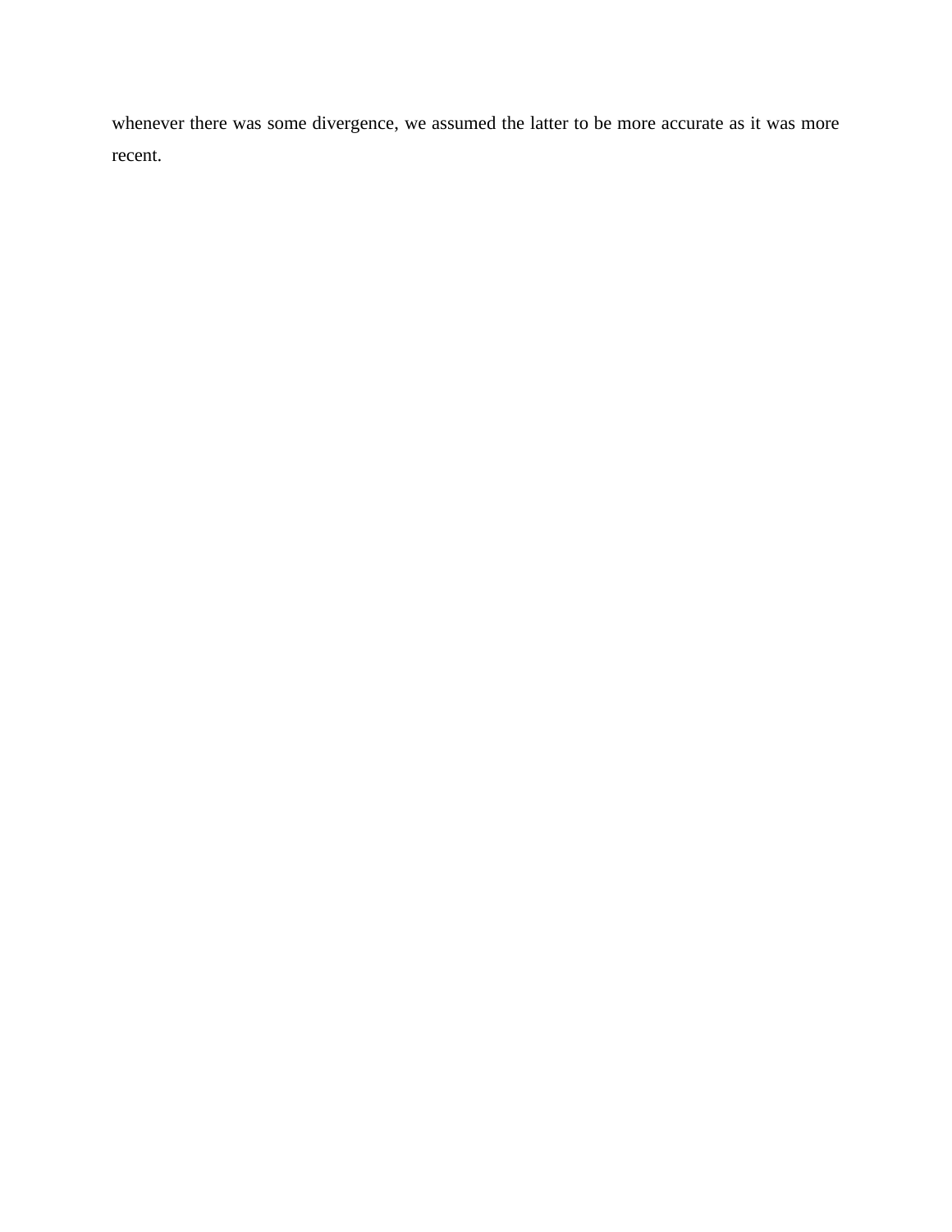whenever there was some divergence, we assumed the latter to be more accurate as it was more recent.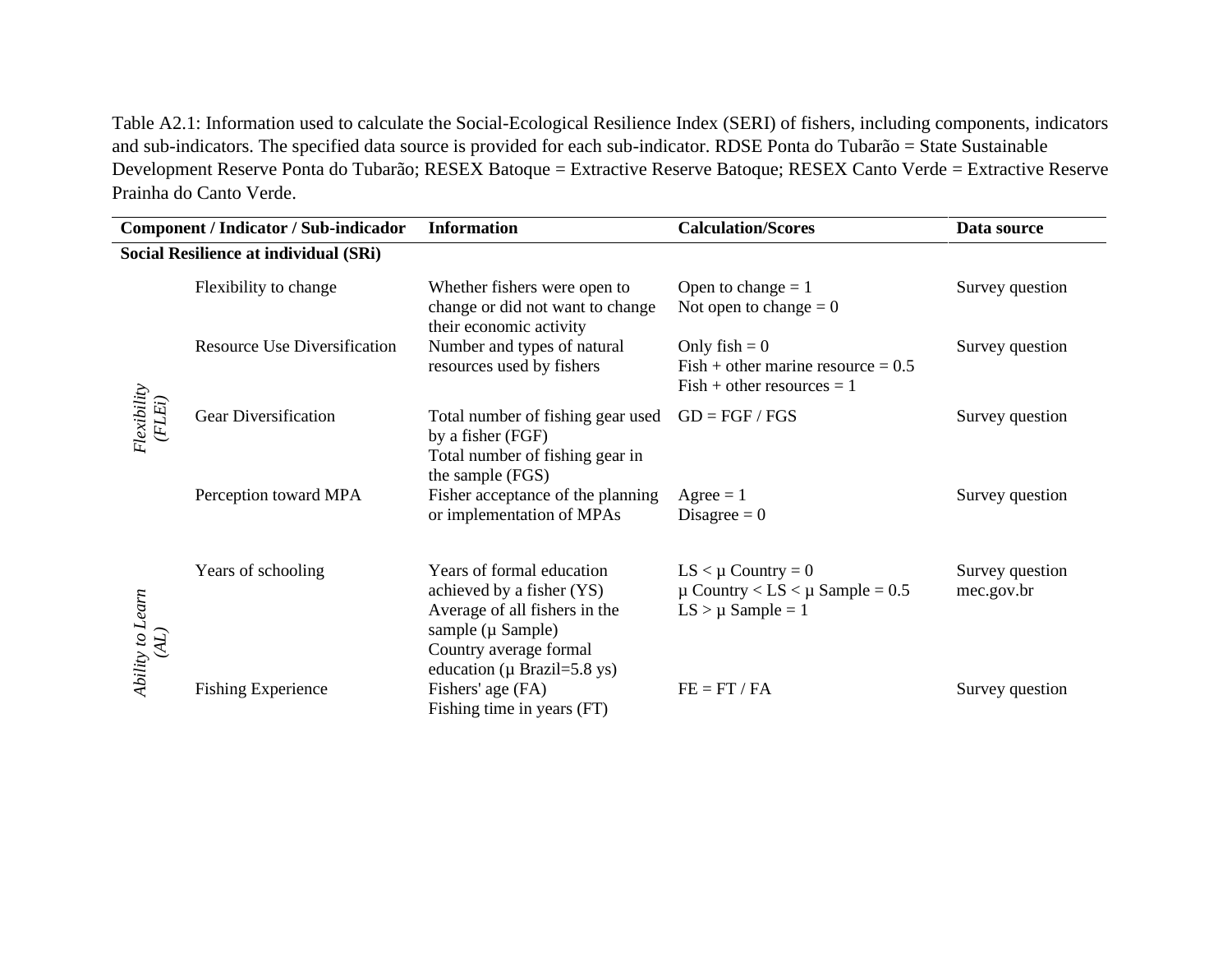Table A2.1: Information used to calculate the Social-Ecological Resilience Index (SERI) of fishers, including components, indicators and sub-indicators. The specified data source is provided for each sub-indicator. RDSE Ponta do Tubarão = State Sustainable Development Reserve Ponta do Tubarão; RESEX Batoque = Extractive Reserve Batoque; RESEX Canto Verde = Extractive Reserve Prainha do Canto Verde.

| Component / Indicator / Sub-indicador | | Information | Calculation/Scores | Data source |
|---|---|---|---|---|
| **Social Resilience at individual (SRi)** | | | | |
| *Flexibility (FLEi)* | Flexibility to change | Whether fishers were open to change or did not want to change their economic activity | Open to change = 1<br>Not open to change = 0 | Survey question |
| | Resource Use Diversification | Number and types of natural resources used by fishers | Only fish = 0<br>Fish + other marine resource = 0.5<br>Fish + other resources = 1 | Survey question |
| | Gear Diversification | Total number of fishing gear used by a fisher (FGF)<br>Total number of fishing gear in the sample (FGS) | GD = FGF / FGS | Survey question |
| | Perception toward MPA | Fisher acceptance of the planning or implementation of MPAs | Agree = 1<br>Disagree = 0 | Survey question |
| *Ability to Learn (AL)* | Years of schooling | Years of formal education achieved by a fisher (YS)<br>Average of all fishers in the sample (μ Sample)<br>Country average formal education (μ Brazil=5.8 ys) | LS < μ Country = 0<br>μ Country < LS < μ Sample = 0.5<br>LS > μ Sample = 1 | Survey question<br>mec.gov.br |
| | Fishing Experience | Fishers' age (FA)<br>Fishing time in years (FT) | FE = FT / FA | Survey question |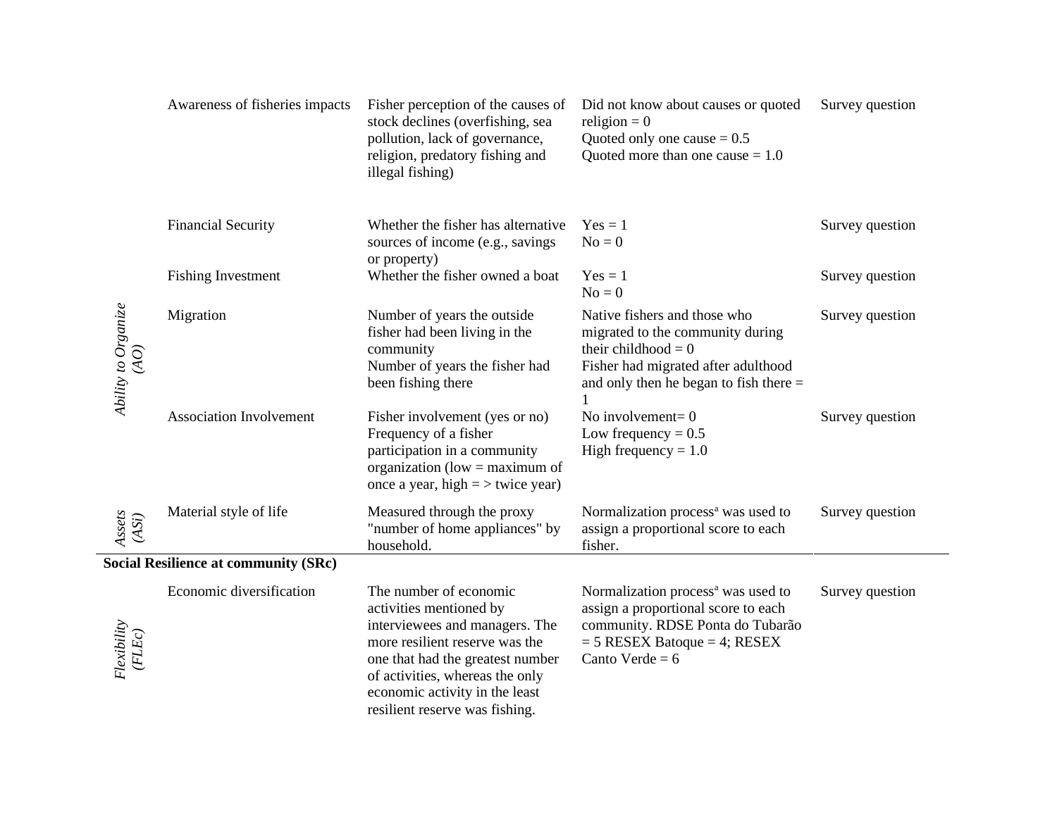| | | | | |
|---|---|---|---|---|
| | Awareness of fisheries impacts | Fisher perception of the causes of stock declines (overfishing, sea pollution, lack of governance, religion, predatory fishing and illegal fishing) | Did not know about causes or quoted religion = 0<br>Quoted only one cause = 0.5<br>Quoted more than one cause = 1.0 | Survey question |
| *Ability to Organize (AO)* | Financial Security | Whether the fisher has alternative sources of income (e.g., savings or property) | Yes = 1<br>No = 0 | Survey question |
| | Fishing Investment | Whether the fisher owned a boat | Yes = 1<br>No = 0 | Survey question |
| | Migration | Number of years the outside fisher had been living in the community<br>Number of years the fisher had been fishing there | Native fishers and those who migrated to the community during their childhood = 0<br>Fisher had migrated after adulthood and only then he began to fish there = 1 | Survey question |
| | Association Involvement | Fisher involvement (yes or no)<br>Frequency of a fisher participation in a community organization (low = maximum of once a year, high = > twice year) | No involvement= 0<br>Low frequency = 0.5<br>High frequency = 1.0 | Survey question |
| *Assets (ASi)* | Material style of life | Measured through the proxy "number of home appliances" by household. | Normalization process[a] was used to assign a proportional score to each fisher. | Survey question |
| **Social Resilience at community (SRc)** | | | | |
| *Flexibility (FLEc)* | Economic diversification | The number of economic activities mentioned by interviewees and managers. The more resilient reserve was the one that had the greatest number of activities, whereas the only economic activity in the least resilient reserve was fishing. | Normalization process[a] was used to assign a proportional score to each community. RDSE Ponta do Tubarão = 5 RESEX Batoque = 4; RESEX Canto Verde = 6 | Survey question |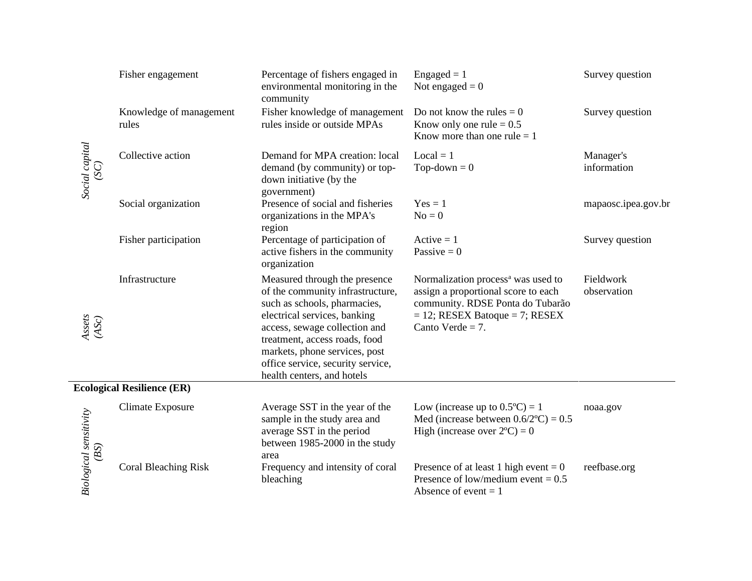| | | | | |
|---|---|---|---|---|
| *Social capital (SC)* | Fisher engagement | Percentage of fishers engaged in environmental monitoring in the community | Engaged = 1<br>Not engaged = 0 | Survey question |
| | Knowledge of management rules | Fisher knowledge of management rules inside or outside MPAs | Do not know the rules = 0<br>Know only one rule = 0.5<br>Know more than one rule = 1 | Survey question |
| | Collective action | Demand for MPA creation: local demand (by community) or top-down initiative (by the government) | Local = 1<br>Top-down = 0 | Manager's information |
| | Social organization | Presence of social and fisheries organizations in the MPA's region | Yes = 1<br>No = 0 | mapaosc.ipea.gov.br |
| | Fisher participation | Percentage of participation of active fishers in the community organization | Active = 1<br>Passive = 0 | Survey question |
| *Assets (ASc)* | Infrastructure | Measured through the presence of the community infrastructure, such as schools, pharmacies, electrical services, banking access, sewage collection and treatment, access roads, food markets, phone services, post office service, security service, health centers, and hotels | Normalization process[a] was used to assign a proportional score to each community. RDSE Ponta do Tubarão = 12; RESEX Batoque = 7; RESEX Canto Verde = 7. | Fieldwork observation |
| **Ecological Resilience (ER)** | | | | |
| *Biological sensitivity (BS)* | Climate Exposure | Average SST in the year of the sample in the study area and average SST in the period between 1985-2000 in the study area | Low (increase up to 0.5ºC) = 1<br>Med (increase between 0.6/2ºC) = 0.5<br>High (increase over 2ºC) = 0 | noaa.gov |
| | Coral Bleaching Risk | Frequency and intensity of coral bleaching | Presence of at least 1 high event = 0<br>Presence of low/medium event = 0.5<br>Absence of event = 1 | reefbase.org |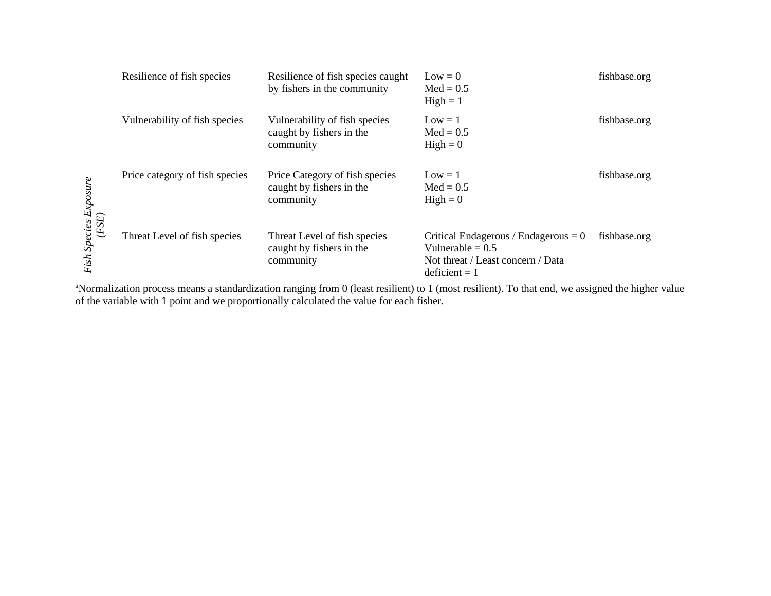| | | | | |
|---|---|---|---|---|
| | Resilience of fish species | Resilience of fish species caught by fishers in the community | Low = 0<br>Med = 0.5<br>High = 1 | fishbase.org |
| | Vulnerability of fish species | Vulnerability of fish species caught by fishers in the community | Low = 1<br>Med = 0.5<br>High = 0 | fishbase.org |
| *Fish Species Exposure (FSE)* | Price category of fish species | Price Category of fish species caught by fishers in the community | Low = 1<br>Med = 0.5<br>High = 0 | fishbase.org |
| | Threat Level of fish species | Threat Level of fish species caught by fishers in the community | Critical Endagerous / Endagerous = 0<br>Vulnerable = 0.5<br>Not threat / Least concern / Data deficient = 1 | fishbase.org |

[a]Normalization process means a standardization ranging from 0 (least resilient) to 1 (most resilient). To that end, we assigned the higher value of the variable with 1 point and we proportionally calculated the value for each fisher.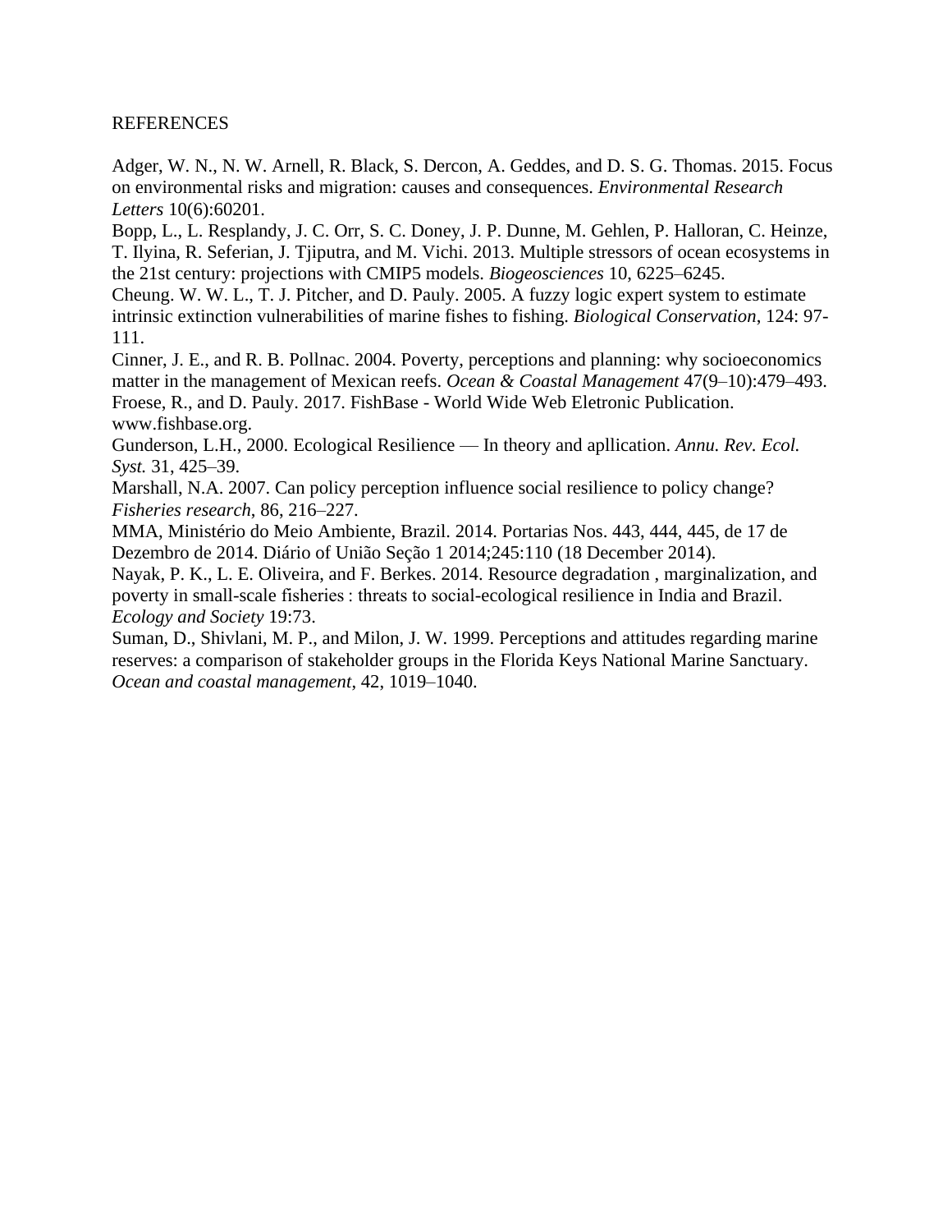REFERENCES

Adger, W. N., N. W. Arnell, R. Black, S. Dercon, A. Geddes, and D. S. G. Thomas. 2015. Focus on environmental risks and migration: causes and consequences. *Environmental Research Letters* 10(6):60201.

Bopp, L., L. Resplandy, J. C. Orr, S. C. Doney, J. P. Dunne, M. Gehlen, P. Halloran, C. Heinze, T. Ilyina, R. Seferian, J. Tjiputra, and M. Vichi. 2013. Multiple stressors of ocean ecosystems in the 21st century: projections with CMIP5 models. *Biogeosciences* 10, 6225–6245.

Cheung. W. W. L., T. J. Pitcher, and D. Pauly. 2005. A fuzzy logic expert system to estimate intrinsic extinction vulnerabilities of marine fishes to fishing. *Biological Conservation*, 124: 97-111.

Cinner, J. E., and R. B. Pollnac. 2004. Poverty, perceptions and planning: why socioeconomics matter in the management of Mexican reefs. *Ocean & Coastal Management* 47(9–10):479–493.

Froese, R., and D. Pauly. 2017. FishBase - World Wide Web Eletronic Publication. www.fishbase.org.

Gunderson, L.H., 2000. Ecological Resilience — In theory and apllication. *Annu. Rev. Ecol. Syst.* 31, 425–39.

Marshall, N.A. 2007. Can policy perception influence social resilience to policy change? *Fisheries research*, 86, 216–227.

MMA, Ministério do Meio Ambiente, Brazil. 2014. Portarias Nos. 443, 444, 445, de 17 de Dezembro de 2014. Diário of União Seção 1 2014;245:110 (18 December 2014).

Nayak, P. K., L. E. Oliveira, and F. Berkes. 2014. Resource degradation , marginalization, and poverty in small-scale fisheries : threats to social-ecological resilience in India and Brazil. *Ecology and Society* 19:73.

Suman, D., Shivlani, M. P., and Milon, J. W. 1999. Perceptions and attitudes regarding marine reserves: a comparison of stakeholder groups in the Florida Keys National Marine Sanctuary. *Ocean and coastal management*, 42, 1019–1040.